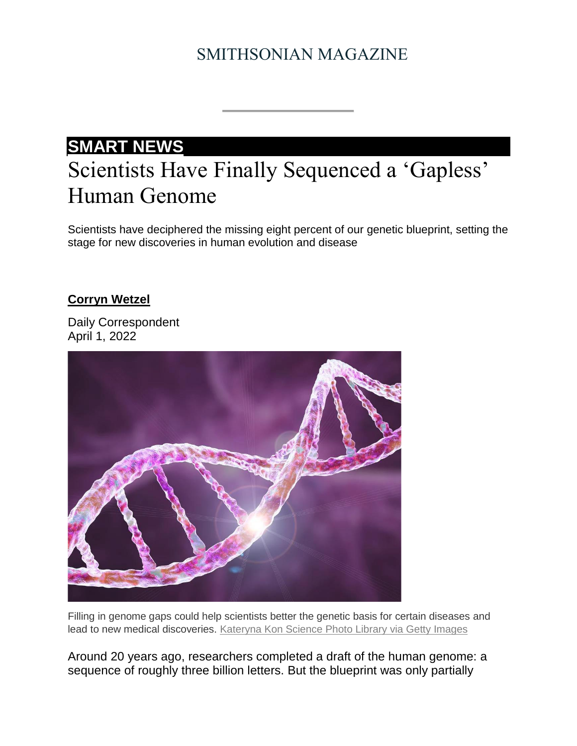SMITHSONIAN MAGAZINE

**SMART NEWS**

# Scientists Have Finally Sequenced a 'Gapless' Human Genome

Scientists have deciphered the missing eight percent of our genetic blueprint, setting the stage for new discoveries in human evolution and disease

**Corryn Wetzel**

Daily Correspondent
April 1, 2022

Filling in genome gaps could help scientists better the genetic basis for certain diseases and lead to new medical discoveries. Kateryna Kon Science Photo Library via Getty Images

Around 20 years ago, researchers completed a draft of the human genome: a sequence of roughly three billion letters. But the blueprint was only partially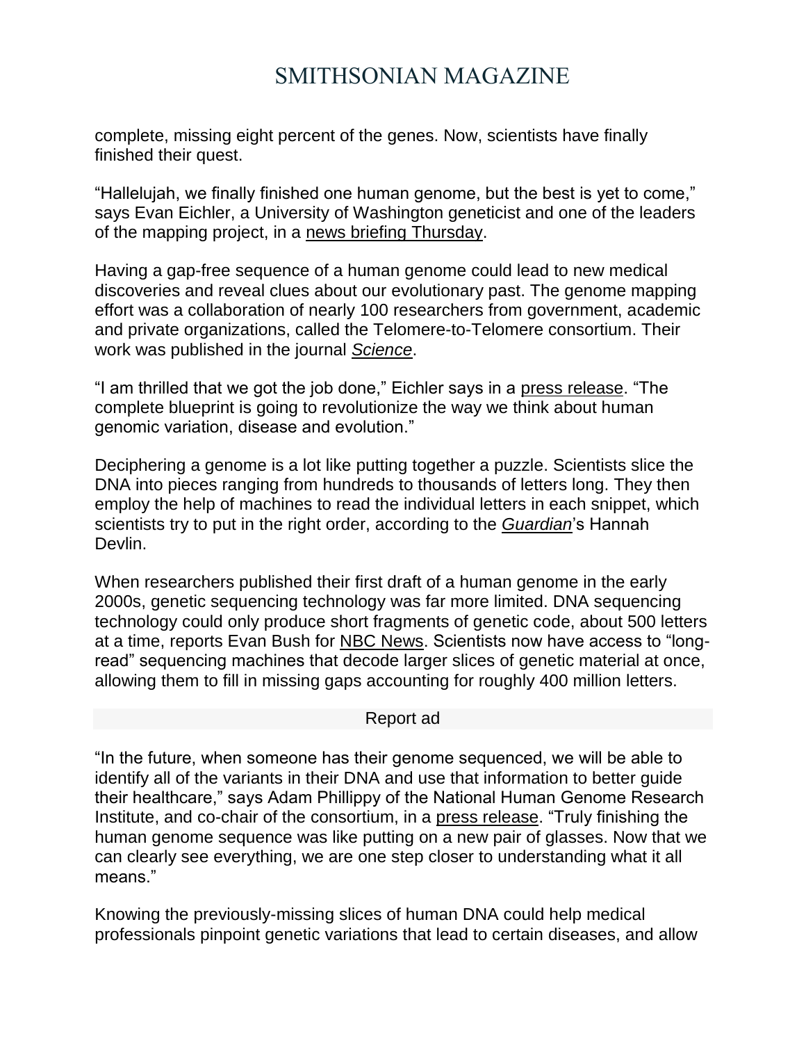complete, missing eight percent of the genes. Now, scientists have finally finished their quest.

"Hallelujah, we finally finished one human genome, but the best is yet to come," says Evan Eichler, a University of Washington geneticist and one of the leaders of the mapping project, in a news briefing Thursday.

Having a gap-free sequence of a human genome could lead to new medical discoveries and reveal clues about our evolutionary past. The genome mapping effort was a collaboration of nearly 100 researchers from government, academic and private organizations, called the Telomere-to-Telomere consortium. Their work was published in the journal *Science*.

"I am thrilled that we got the job done," Eichler says in a press release. "The complete blueprint is going to revolutionize the way we think about human genomic variation, disease and evolution."

Deciphering a genome is a lot like putting together a puzzle. Scientists slice the DNA into pieces ranging from hundreds to thousands of letters long. They then employ the help of machines to read the individual letters in each snippet, which scientists try to put in the right order, according to the *Guardian*'s Hannah Devlin.

When researchers published their first draft of a human genome in the early 2000s, genetic sequencing technology was far more limited. DNA sequencing technology could only produce short fragments of genetic code, about 500 letters at a time, reports Evan Bush for NBC News. Scientists now have access to "long-read" sequencing machines that decode larger slices of genetic material at once, allowing them to fill in missing gaps accounting for roughly 400 million letters.

"In the future, when someone has their genome sequenced, we will be able to identify all of the variants in their DNA and use that information to better guide their healthcare," says Adam Phillippy of the National Human Genome Research Institute, and co-chair of the consortium, in a press release. "Truly finishing the human genome sequence was like putting on a new pair of glasses. Now that we can clearly see everything, we are one step closer to understanding what it all means."

Knowing the previously-missing slices of human DNA could help medical professionals pinpoint genetic variations that lead to certain diseases, and allow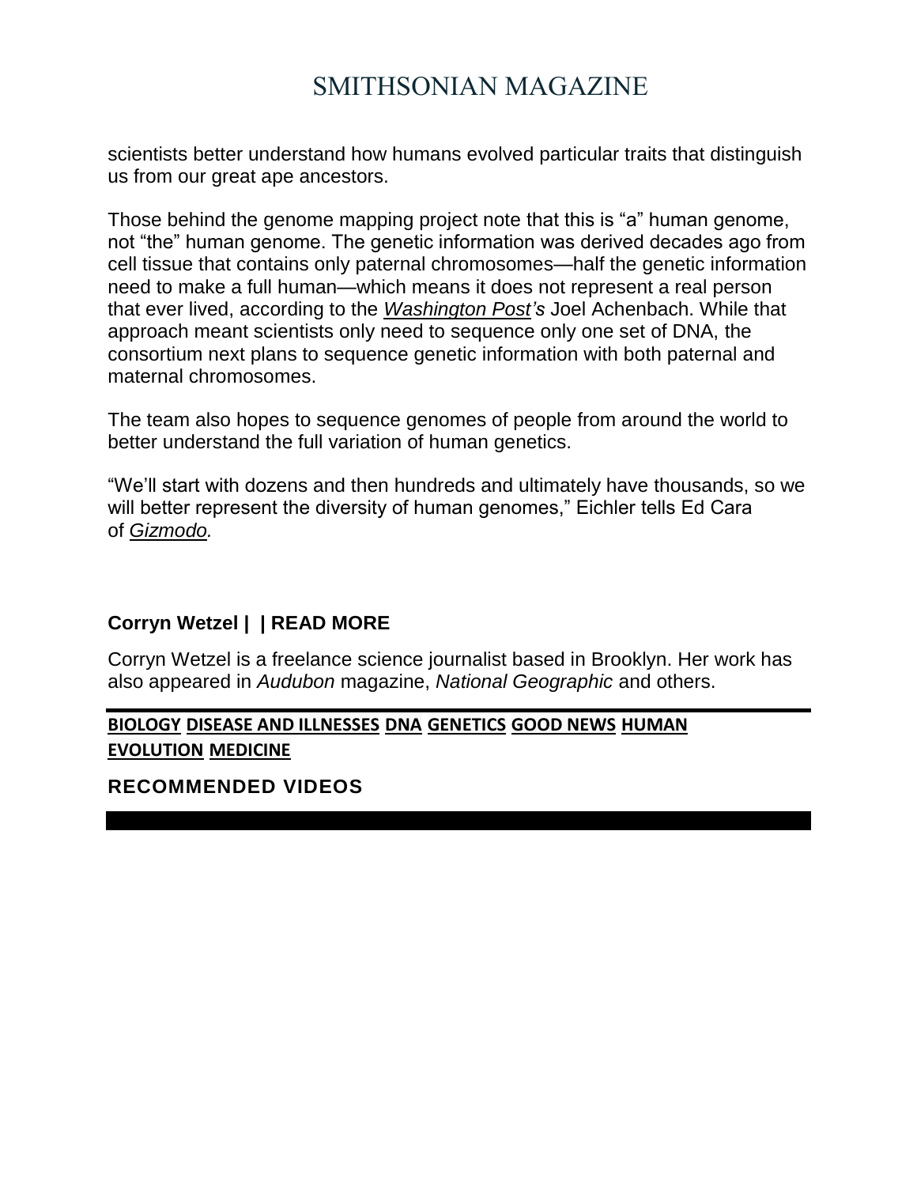scientists better understand how humans evolved particular traits that distinguish us from our great ape ancestors.

Those behind the genome mapping project note that this is "a" human genome, not "the" human genome. The genetic information was derived decades ago from cell tissue that contains only paternal chromosomes—half the genetic information need to make a full human—which means it does not represent a real person that ever lived, according to the *Washington Post's* Joel Achenbach. While that approach meant scientists only need to sequence only one set of DNA, the consortium next plans to sequence genetic information with both paternal and maternal chromosomes.

The team also hopes to sequence genomes of people from around the world to better understand the full variation of human genetics.

"We'll start with dozens and then hundreds and ultimately have thousands, so we will better represent the diversity of human genomes," Eichler tells Ed Cara of *Gizmodo.*

**Corryn Wetzel | | READ MORE**

Corryn Wetzel is a freelance science journalist based in Brooklyn. Her work has also appeared in *Audubon* magazine, *National Geographic* and others.

**BIOLOGY DISEASE AND ILLNESSES DNA GENETICS GOOD NEWS HUMAN EVOLUTION MEDICINE**

**RECOMMENDED VIDEOS**